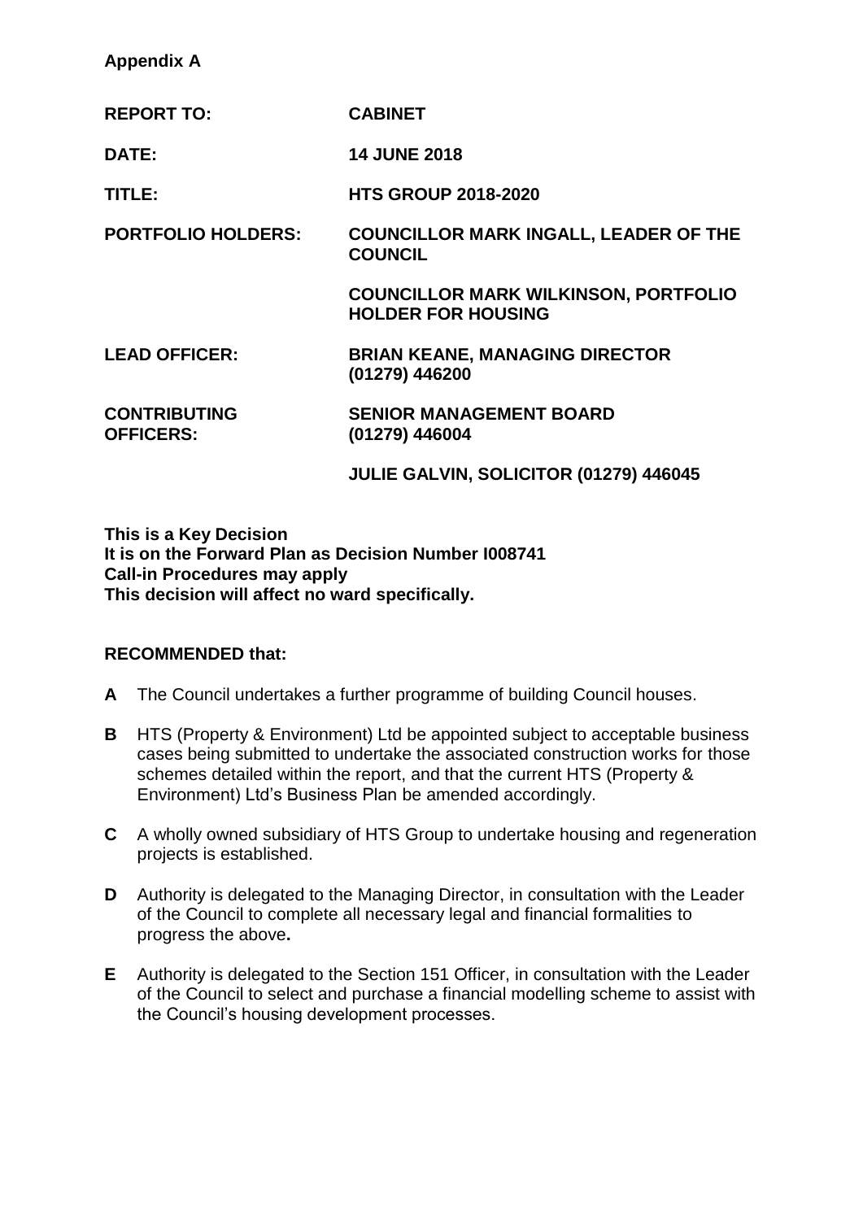**Appendix A**

| | |
|---|---|
| **REPORT TO:** | **CABINET** |
| **DATE:** | **14 JUNE 2018** |
| **TITLE:** | **HTS GROUP 2018-2020** |
| **PORTFOLIO HOLDERS:** | **COUNCILLOR MARK INGALL, LEADER OF THE COUNCIL** |
| | **COUNCILLOR MARK WILKINSON, PORTFOLIO HOLDER FOR HOUSING** |
| **LEAD OFFICER:** | **BRIAN KEANE, MANAGING DIRECTOR (01279) 446200** |
| **CONTRIBUTING OFFICERS:** | **SENIOR MANAGEMENT BOARD (01279) 446004** |
| | **JULIE GALVIN, SOLICITOR (01279) 446045** |

**This is a Key Decision**
**It is on the Forward Plan as Decision Number I008741**
**Call-in Procedures may apply**
**This decision will affect no ward specifically.**

**RECOMMENDED that:**

**A** The Council undertakes a further programme of building Council houses.

**B** HTS (Property & Environment) Ltd be appointed subject to acceptable business cases being submitted to undertake the associated construction works for those schemes detailed within the report, and that the current HTS (Property & Environment) Ltd's Business Plan be amended accordingly.

**C** A wholly owned subsidiary of HTS Group to undertake housing and regeneration projects is established.

**D** Authority is delegated to the Managing Director, in consultation with the Leader of the Council to complete all necessary legal and financial formalities to progress the above**.**

**E** Authority is delegated to the Section 151 Officer, in consultation with the Leader of the Council to select and purchase a financial modelling scheme to assist with the Council's housing development processes.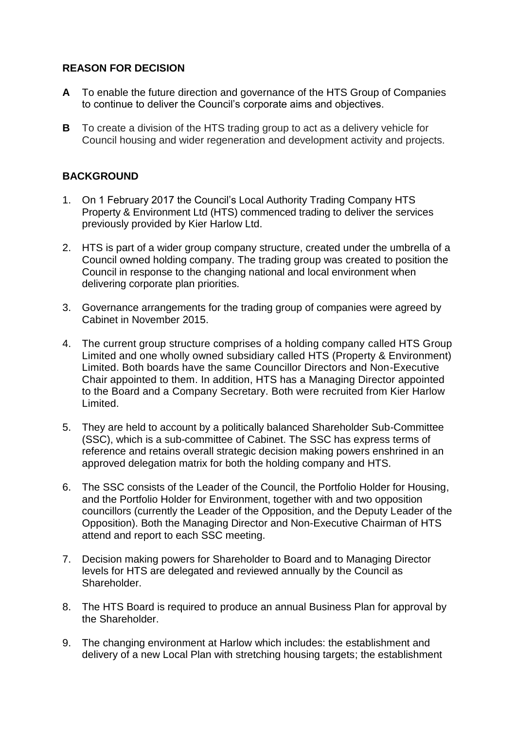## REASON FOR DECISION

**A** To enable the future direction and governance of the HTS Group of Companies to continue to deliver the Council's corporate aims and objectives.

**B** To create a division of the HTS trading group to act as a delivery vehicle for Council housing and wider regeneration and development activity and projects.

## BACKGROUND

1. On 1 February 2017 the Council's Local Authority Trading Company HTS Property & Environment Ltd (HTS) commenced trading to deliver the services previously provided by Kier Harlow Ltd.

2. HTS is part of a wider group company structure, created under the umbrella of a Council owned holding company. The trading group was created to position the Council in response to the changing national and local environment when delivering corporate plan priorities.

3. Governance arrangements for the trading group of companies were agreed by Cabinet in November 2015.

4. The current group structure comprises of a holding company called HTS Group Limited and one wholly owned subsidiary called HTS (Property & Environment) Limited. Both boards have the same Councillor Directors and Non-Executive Chair appointed to them. In addition, HTS has a Managing Director appointed to the Board and a Company Secretary. Both were recruited from Kier Harlow Limited.

5. They are held to account by a politically balanced Shareholder Sub-Committee (SSC), which is a sub-committee of Cabinet. The SSC has express terms of reference and retains overall strategic decision making powers enshrined in an approved delegation matrix for both the holding company and HTS.

6. The SSC consists of the Leader of the Council, the Portfolio Holder for Housing, and the Portfolio Holder for Environment, together with and two opposition councillors (currently the Leader of the Opposition, and the Deputy Leader of the Opposition). Both the Managing Director and Non-Executive Chairman of HTS attend and report to each SSC meeting.

7. Decision making powers for Shareholder to Board and to Managing Director levels for HTS are delegated and reviewed annually by the Council as Shareholder.

8. The HTS Board is required to produce an annual Business Plan for approval by the Shareholder.

9. The changing environment at Harlow which includes: the establishment and delivery of a new Local Plan with stretching housing targets; the establishment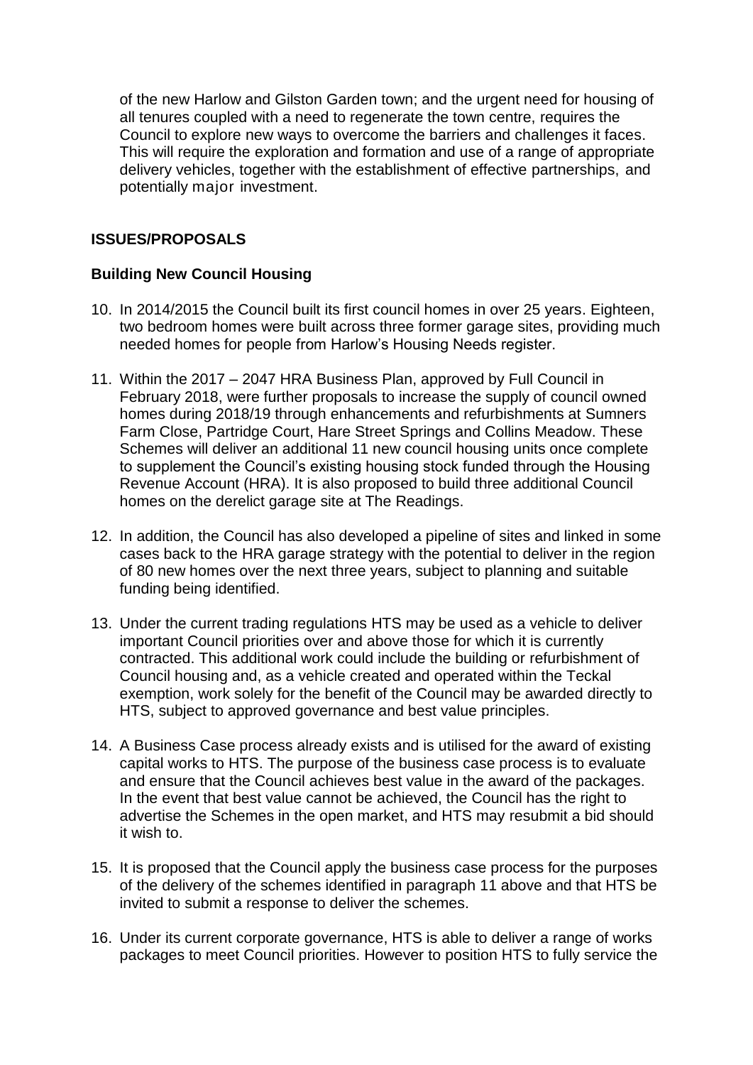of the new Harlow and Gilston Garden town; and the urgent need for housing of all tenures coupled with a need to regenerate the town centre, requires the Council to explore new ways to overcome the barriers and challenges it faces. This will require the exploration and formation and use of a range of appropriate delivery vehicles, together with the establishment of effective partnerships, and potentially major investment.

**ISSUES/PROPOSALS**

**Building New Council Housing**

10. In 2014/2015 the Council built its first council homes in over 25 years. Eighteen, two bedroom homes were built across three former garage sites, providing much needed homes for people from Harlow's Housing Needs register.

11. Within the 2017 – 2047 HRA Business Plan, approved by Full Council in February 2018, were further proposals to increase the supply of council owned homes during 2018/19 through enhancements and refurbishments at Sumners Farm Close, Partridge Court, Hare Street Springs and Collins Meadow. These Schemes will deliver an additional 11 new council housing units once complete to supplement the Council's existing housing stock funded through the Housing Revenue Account (HRA). It is also proposed to build three additional Council homes on the derelict garage site at The Readings.

12. In addition, the Council has also developed a pipeline of sites and linked in some cases back to the HRA garage strategy with the potential to deliver in the region of 80 new homes over the next three years, subject to planning and suitable funding being identified.

13. Under the current trading regulations HTS may be used as a vehicle to deliver important Council priorities over and above those for which it is currently contracted. This additional work could include the building or refurbishment of Council housing and, as a vehicle created and operated within the Teckal exemption, work solely for the benefit of the Council may be awarded directly to HTS, subject to approved governance and best value principles.

14. A Business Case process already exists and is utilised for the award of existing capital works to HTS. The purpose of the business case process is to evaluate and ensure that the Council achieves best value in the award of the packages. In the event that best value cannot be achieved, the Council has the right to advertise the Schemes in the open market, and HTS may resubmit a bid should it wish to.

15. It is proposed that the Council apply the business case process for the purposes of the delivery of the schemes identified in paragraph 11 above and that HTS be invited to submit a response to deliver the schemes.

16. Under its current corporate governance, HTS is able to deliver a range of works packages to meet Council priorities. However to position HTS to fully service the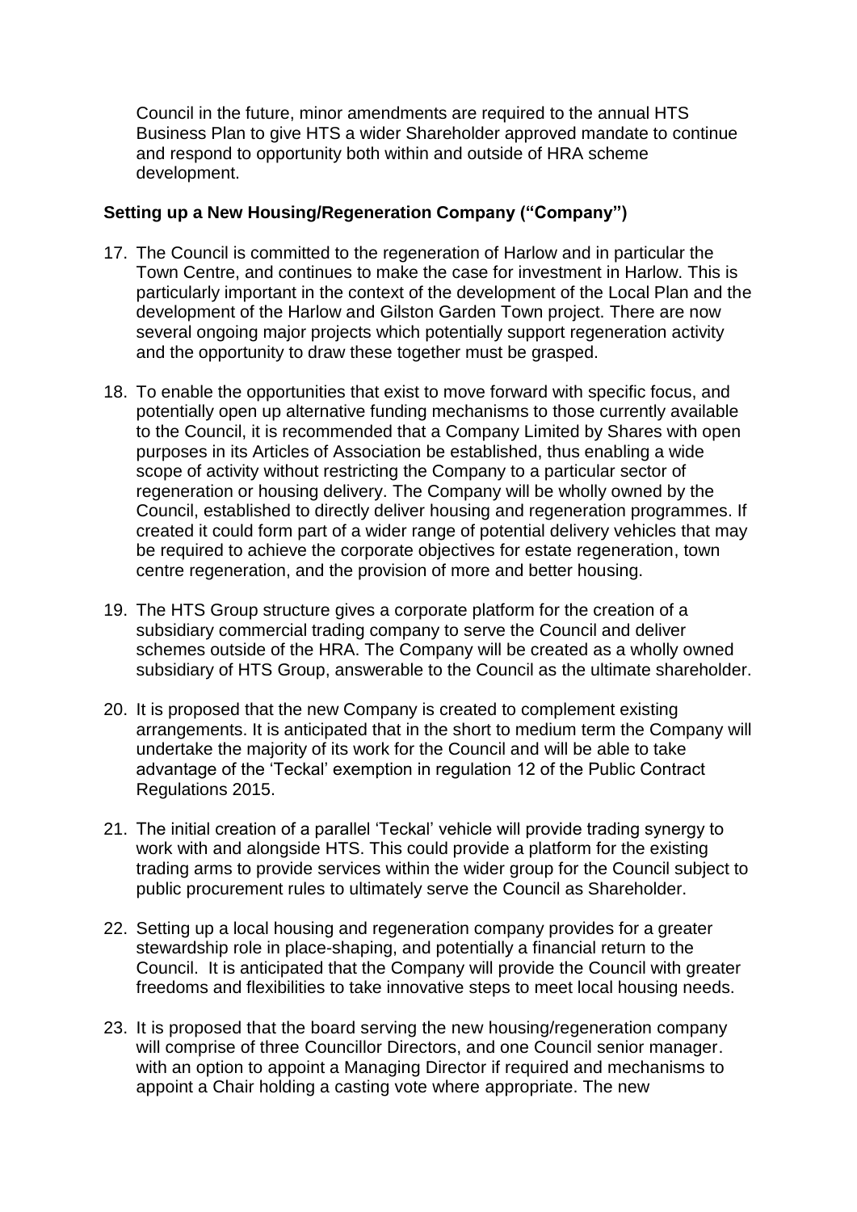Council in the future, minor amendments are required to the annual HTS Business Plan to give HTS a wider Shareholder approved mandate to continue and respond to opportunity both within and outside of HRA scheme development.

**Setting up a New Housing/Regeneration Company ("Company")**

17. The Council is committed to the regeneration of Harlow and in particular the Town Centre, and continues to make the case for investment in Harlow. This is particularly important in the context of the development of the Local Plan and the development of the Harlow and Gilston Garden Town project. There are now several ongoing major projects which potentially support regeneration activity and the opportunity to draw these together must be grasped.

18. To enable the opportunities that exist to move forward with specific focus, and potentially open up alternative funding mechanisms to those currently available to the Council, it is recommended that a Company Limited by Shares with open purposes in its Articles of Association be established, thus enabling a wide scope of activity without restricting the Company to a particular sector of regeneration or housing delivery. The Company will be wholly owned by the Council, established to directly deliver housing and regeneration programmes. If created it could form part of a wider range of potential delivery vehicles that may be required to achieve the corporate objectives for estate regeneration, town centre regeneration, and the provision of more and better housing.

19. The HTS Group structure gives a corporate platform for the creation of a subsidiary commercial trading company to serve the Council and deliver schemes outside of the HRA. The Company will be created as a wholly owned subsidiary of HTS Group, answerable to the Council as the ultimate shareholder.

20. It is proposed that the new Company is created to complement existing arrangements. It is anticipated that in the short to medium term the Company will undertake the majority of its work for the Council and will be able to take advantage of the 'Teckal' exemption in regulation 12 of the Public Contract Regulations 2015.

21. The initial creation of a parallel 'Teckal' vehicle will provide trading synergy to work with and alongside HTS. This could provide a platform for the existing trading arms to provide services within the wider group for the Council subject to public procurement rules to ultimately serve the Council as Shareholder.

22. Setting up a local housing and regeneration company provides for a greater stewardship role in place-shaping, and potentially a financial return to the Council. It is anticipated that the Company will provide the Council with greater freedoms and flexibilities to take innovative steps to meet local housing needs.

23. It is proposed that the board serving the new housing/regeneration company will comprise of three Councillor Directors, and one Council senior manager. with an option to appoint a Managing Director if required and mechanisms to appoint a Chair holding a casting vote where appropriate. The new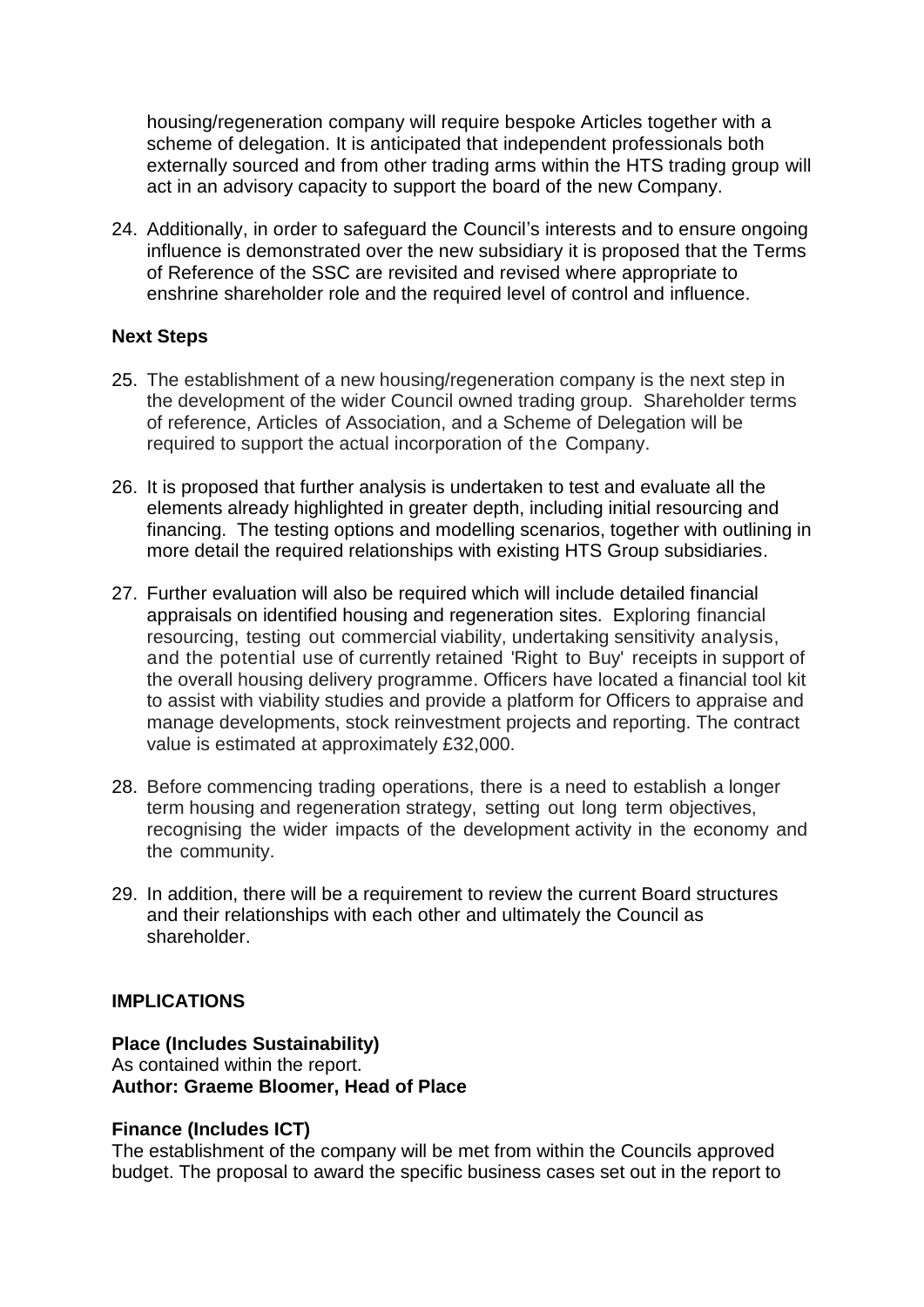housing/regeneration company will require bespoke Articles together with a scheme of delegation. It is anticipated that independent professionals both externally sourced and from other trading arms within the HTS trading group will act in an advisory capacity to support the board of the new Company.

24. Additionally, in order to safeguard the Council's interests and to ensure ongoing influence is demonstrated over the new subsidiary it is proposed that the Terms of Reference of the SSC are revisited and revised where appropriate to enshrine shareholder role and the required level of control and influence.

**Next Steps**

25. The establishment of a new housing/regeneration company is the next step in the development of the wider Council owned trading group. Shareholder terms of reference, Articles of Association, and a Scheme of Delegation will be required to support the actual incorporation of the Company.

26. It is proposed that further analysis is undertaken to test and evaluate all the elements already highlighted in greater depth, including initial resourcing and financing. The testing options and modelling scenarios, together with outlining in more detail the required relationships with existing HTS Group subsidiaries.

27. Further evaluation will also be required which will include detailed financial appraisals on identified housing and regeneration sites. Exploring financial resourcing, testing out commercial viability, undertaking sensitivity analysis, and the potential use of currently retained 'Right to Buy' receipts in support of the overall housing delivery programme. Officers have located a financial tool kit to assist with viability studies and provide a platform for Officers to appraise and manage developments, stock reinvestment projects and reporting. The contract value is estimated at approximately £32,000.

28. Before commencing trading operations, there is a need to establish a longer term housing and regeneration strategy, setting out long term objectives, recognising the wider impacts of the development activity in the economy and the community.

29. In addition, there will be a requirement to review the current Board structures and their relationships with each other and ultimately the Council as shareholder.

**IMPLICATIONS**

**Place (Includes Sustainability)**
As contained within the report.
**Author: Graeme Bloomer, Head of Place**

**Finance (Includes ICT)**
The establishment of the company will be met from within the Councils approved budget. The proposal to award the specific business cases set out in the report to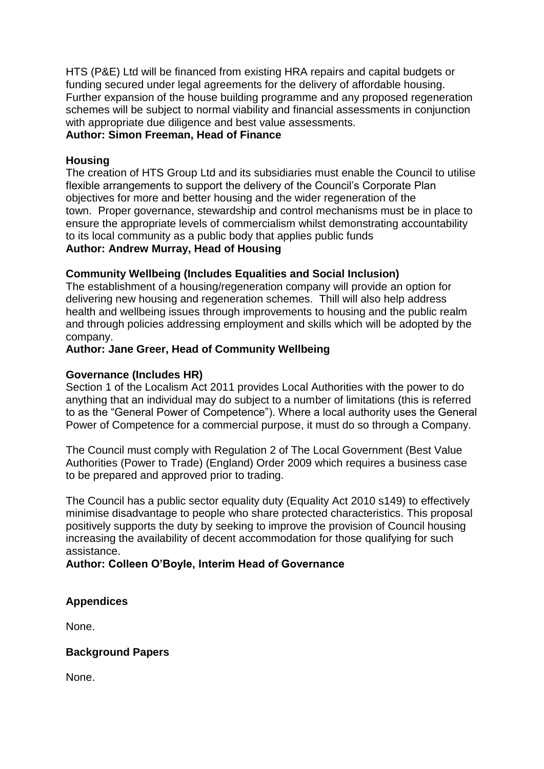HTS (P&E) Ltd will be financed from existing HRA repairs and capital budgets or funding secured under legal agreements for the delivery of affordable housing. Further expansion of the house building programme and any proposed regeneration schemes will be subject to normal viability and financial assessments in conjunction with appropriate due diligence and best value assessments.
**Author: Simon Freeman, Head of Finance**

**Housing**
The creation of HTS Group Ltd and its subsidiaries must enable the Council to utilise flexible arrangements to support the delivery of the Council's Corporate Plan objectives for more and better housing and the wider regeneration of the town. Proper governance, stewardship and control mechanisms must be in place to ensure the appropriate levels of commercialism whilst demonstrating accountability to its local community as a public body that applies public funds
**Author: Andrew Murray, Head of Housing**

**Community Wellbeing (Includes Equalities and Social Inclusion)**
The establishment of a housing/regeneration company will provide an option for delivering new housing and regeneration schemes. Thill will also help address health and wellbeing issues through improvements to housing and the public realm and through policies addressing employment and skills which will be adopted by the company.
**Author: Jane Greer, Head of Community Wellbeing**

**Governance (Includes HR)**
Section 1 of the Localism Act 2011 provides Local Authorities with the power to do anything that an individual may do subject to a number of limitations (this is referred to as the "General Power of Competence"). Where a local authority uses the General Power of Competence for a commercial purpose, it must do so through a Company.

The Council must comply with Regulation 2 of The Local Government (Best Value Authorities (Power to Trade) (England) Order 2009 which requires a business case to be prepared and approved prior to trading.

The Council has a public sector equality duty (Equality Act 2010 s149) to effectively minimise disadvantage to people who share protected characteristics. This proposal positively supports the duty by seeking to improve the provision of Council housing increasing the availability of decent accommodation for those qualifying for such assistance.
**Author: Colleen O'Boyle, Interim Head of Governance**

**Appendices**

None.

**Background Papers**

None.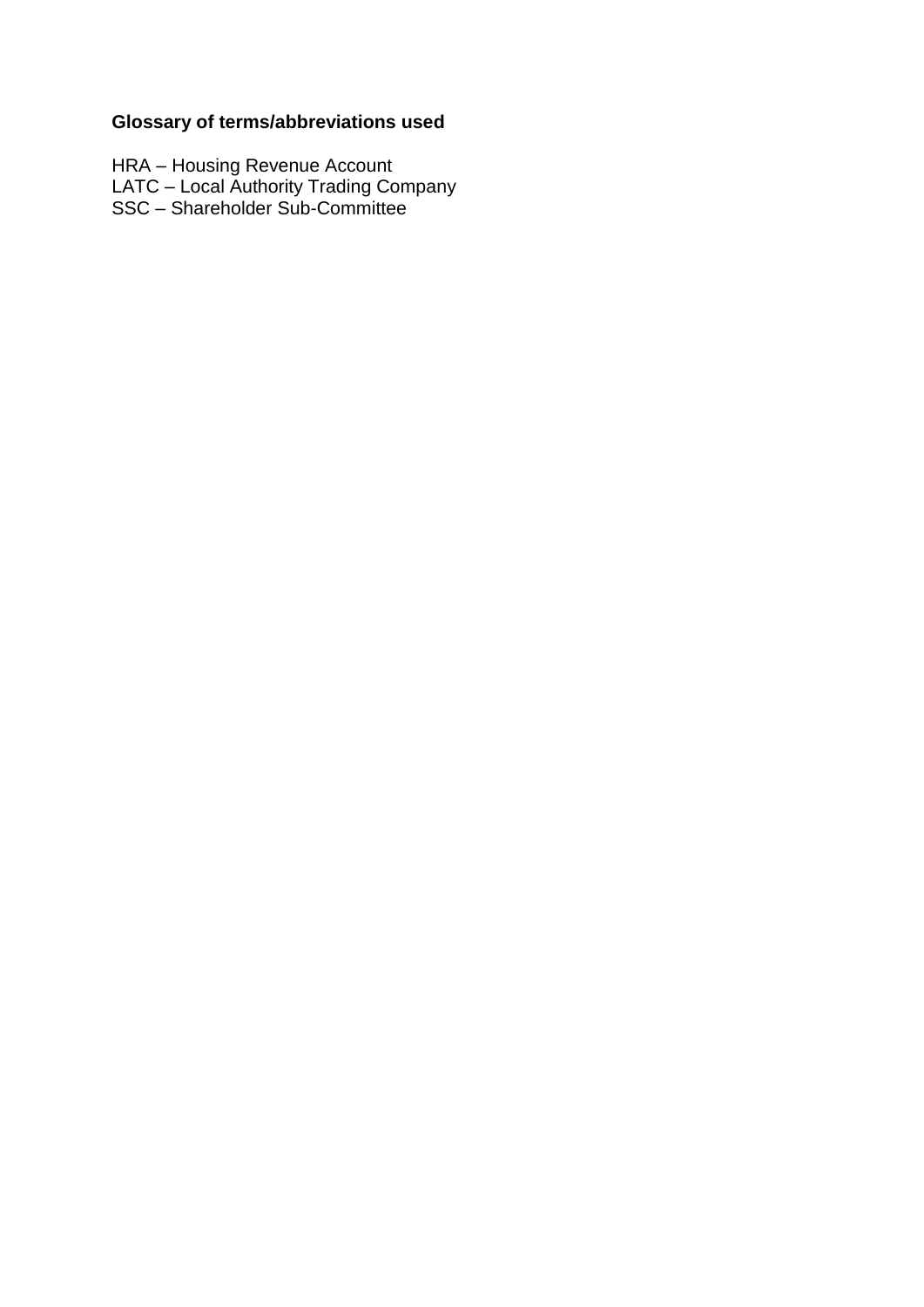**Glossary of terms/abbreviations used**

HRA – Housing Revenue Account
LATC – Local Authority Trading Company
SSC – Shareholder Sub-Committee